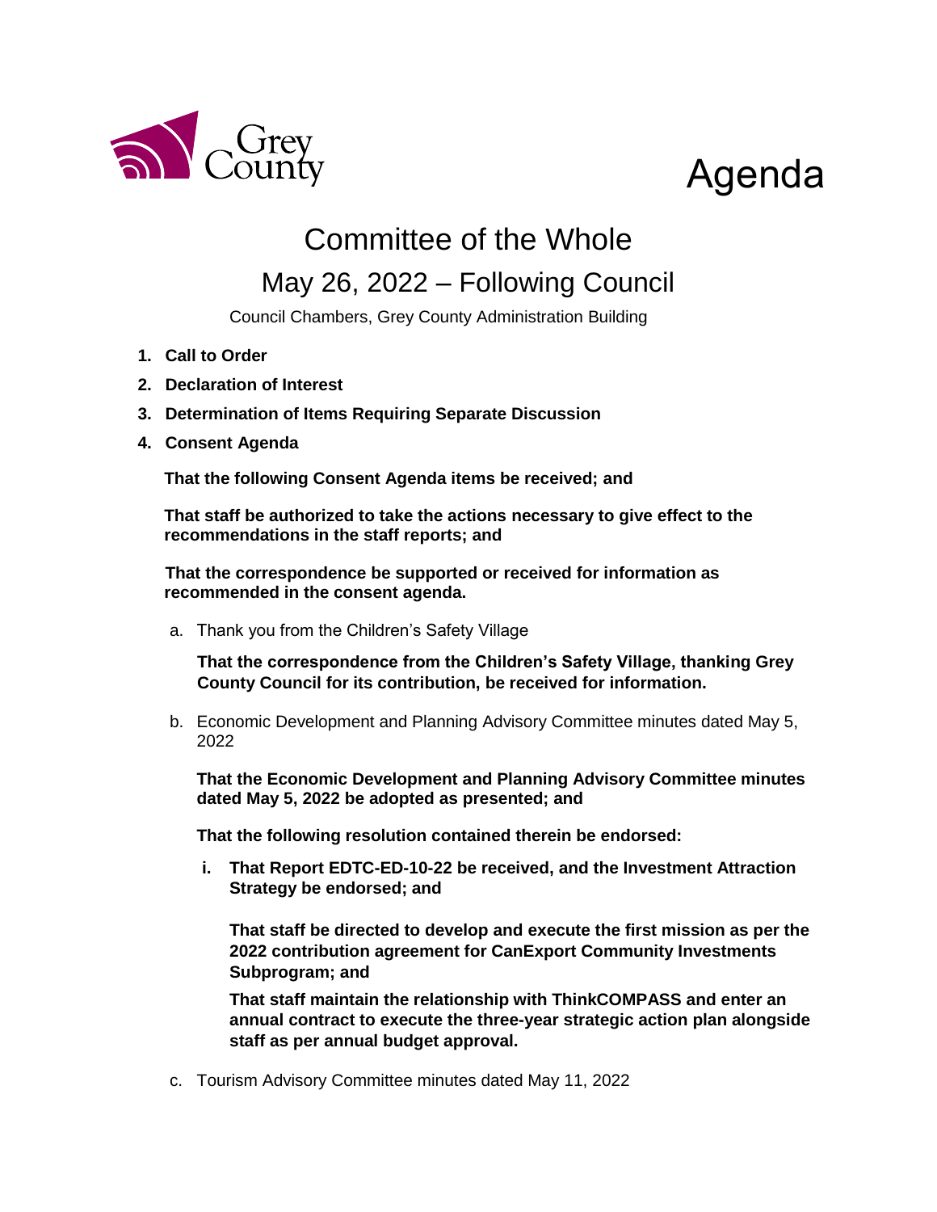Grey County

# Agenda

## Committee of the Whole

## May 26, 2022 – Following Council

Council Chambers, Grey County Administration Building

1. **Call to Order**
2. **Declaration of Interest**
3. **Determination of Items Requiring Separate Discussion**
4. **Consent Agenda**

   **That the following Consent Agenda items be received; and**

   **That staff be authorized to take the actions necessary to give effect to the recommendations in the staff reports; and**

   **That the correspondence be supported or received for information as recommended in the consent agenda.**

   a. Thank you from the Children's Safety Village

      **That the correspondence from the Children's Safety Village, thanking Grey County Council for its contribution, be received for information.**

   b. Economic Development and Planning Advisory Committee minutes dated May 5, 2022

      **That the Economic Development and Planning Advisory Committee minutes dated May 5, 2022 be adopted as presented; and**

      **That the following resolution contained therein be endorsed:**

      i. **That Report EDTC-ED-10-22 be received, and the Investment Attraction Strategy be endorsed; and**

         **That staff be directed to develop and execute the first mission as per the 2022 contribution agreement for CanExport Community Investments Subprogram; and**

         **That staff maintain the relationship with ThinkCOMPASS and enter an annual contract to execute the three-year strategic action plan alongside staff as per annual budget approval.**

   c. Tourism Advisory Committee minutes dated May 11, 2022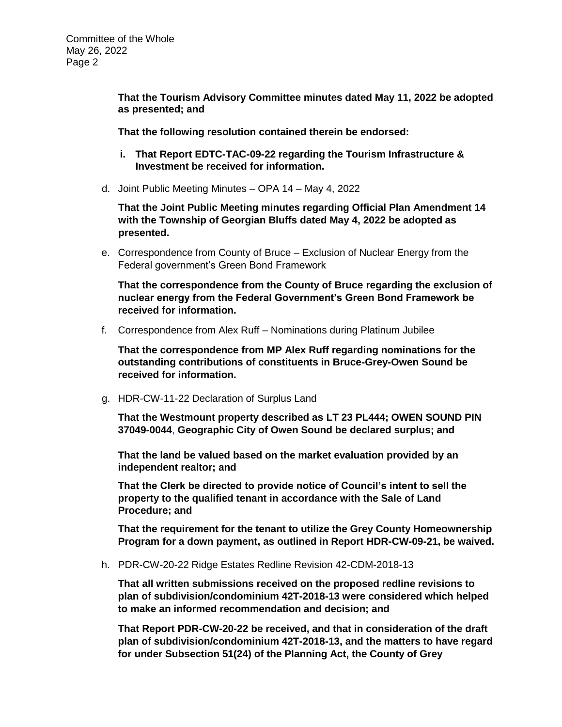**That the Tourism Advisory Committee minutes dated May 11, 2022 be adopted as presented; and**

**That the following resolution contained therein be endorsed:**

i. **That Report EDTC-TAC-09-22 regarding the Tourism Infrastructure & Investment be received for information.**

d. Joint Public Meeting Minutes – OPA 14 – May 4, 2022

**That the Joint Public Meeting minutes regarding Official Plan Amendment 14 with the Township of Georgian Bluffs dated May 4, 2022 be adopted as presented.**

e. Correspondence from County of Bruce – Exclusion of Nuclear Energy from the Federal government's Green Bond Framework

**That the correspondence from the County of Bruce regarding the exclusion of nuclear energy from the Federal Government's Green Bond Framework be received for information.**

f. Correspondence from Alex Ruff – Nominations during Platinum Jubilee

**That the correspondence from MP Alex Ruff regarding nominations for the outstanding contributions of constituents in Bruce-Grey-Owen Sound be received for information.**

g. HDR-CW-11-22 Declaration of Surplus Land

**That the Westmount property described as LT 23 PL444; OWEN SOUND PIN 37049-0044, Geographic City of Owen Sound be declared surplus; and**

**That the land be valued based on the market evaluation provided by an independent realtor; and**

**That the Clerk be directed to provide notice of Council's intent to sell the property to the qualified tenant in accordance with the Sale of Land Procedure; and**

**That the requirement for the tenant to utilize the Grey County Homeownership Program for a down payment, as outlined in Report HDR-CW-09-21, be waived.**

h. PDR-CW-20-22 Ridge Estates Redline Revision 42-CDM-2018-13

**That all written submissions received on the proposed redline revisions to plan of subdivision/condominium 42T-2018-13 were considered which helped to make an informed recommendation and decision; and**

**That Report PDR-CW-20-22 be received, and that in consideration of the draft plan of subdivision/condominium 42T-2018-13, and the matters to have regard for under Subsection 51(24) of the Planning Act, the County of Grey**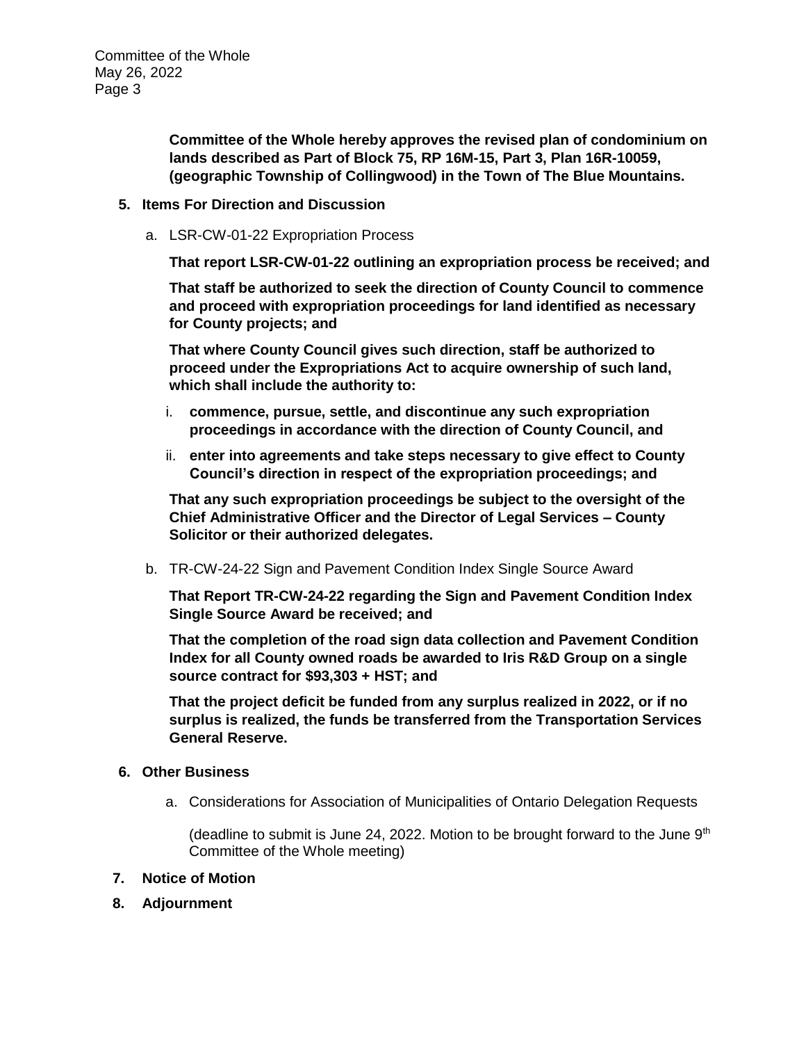**Committee of the Whole hereby approves the revised plan of condominium on lands described as Part of Block 75, RP 16M-15, Part 3, Plan 16R-10059, (geographic Township of Collingwood) in the Town of The Blue Mountains.**

## 5. Items For Direction and Discussion

a. LSR-CW-01-22 Expropriation Process

**That report LSR-CW-01-22 outlining an expropriation process be received; and**

**That staff be authorized to seek the direction of County Council to commence and proceed with expropriation proceedings for land identified as necessary for County projects; and**

**That where County Council gives such direction, staff be authorized to proceed under the Expropriations Act to acquire ownership of such land, which shall include the authority to:**

i. **commence, pursue, settle, and discontinue any such expropriation proceedings in accordance with the direction of County Council, and**

ii. **enter into agreements and take steps necessary to give effect to County Council's direction in respect of the expropriation proceedings; and**

**That any such expropriation proceedings be subject to the oversight of the Chief Administrative Officer and the Director of Legal Services – County Solicitor or their authorized delegates.**

b. TR-CW-24-22 Sign and Pavement Condition Index Single Source Award

**That Report TR-CW-24-22 regarding the Sign and Pavement Condition Index Single Source Award be received; and**

**That the completion of the road sign data collection and Pavement Condition Index for all County owned roads be awarded to Iris R&D Group on a single source contract for $93,303 + HST; and**

**That the project deficit be funded from any surplus realized in 2022, or if no surplus is realized, the funds be transferred from the Transportation Services General Reserve.**

## 6. Other Business

a. Considerations for Association of Municipalities of Ontario Delegation Requests

(deadline to submit is June 24, 2022. Motion to be brought forward to the June 9th Committee of the Whole meeting)

## 7. Notice of Motion

## 8. Adjournment